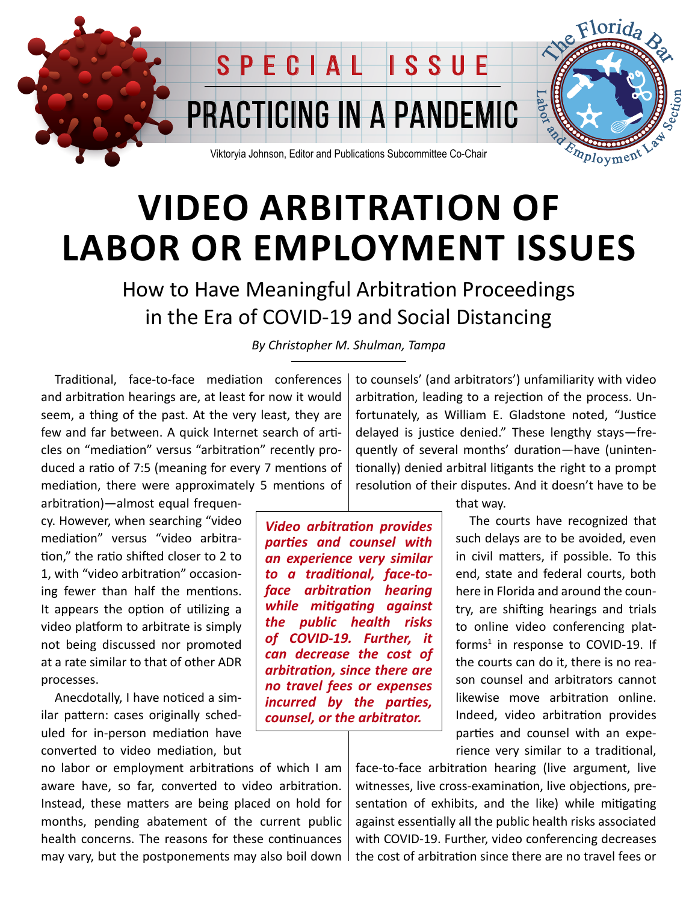SPECIAL ISSUE

PRACTICING IN A PANDEMIC

Viktoryia Johnson, Editor and Publications Subcommittee Co-Chair

The Florida Bar Labor and Employment Law Section

# VIDEO ARBITRATION OF LABOR OR EMPLOYMENT ISSUES

## How to Have Meaningful Arbitration Proceedings in the Era of COVID-19 and Social Distancing

*By Christopher M. Shulman, Tampa*

Traditional, face-to-face mediation conferences and arbitration hearings are, at least for now it would seem, a thing of the past. At the very least, they are few and far between. A quick Internet search of articles on "mediation" versus "arbitration" recently produced a ratio of 7:5 (meaning for every 7 mentions of mediation, there were approximately 5 mentions of arbitration)—almost equal frequency. However, when searching "video mediation" versus "video arbitration," the ratio shifted closer to 2 to 1, with "video arbitration" occasioning fewer than half the mentions. It appears the option of utilizing a video platform to arbitrate is simply not being discussed nor promoted at a rate similar to that of other ADR processes.

Anecdotally, I have noticed a similar pattern: cases originally scheduled for in-person mediation have converted to video mediation, but no labor or employment arbitrations of which I am aware have, so far, converted to video arbitration. Instead, these matters are being placed on hold for months, pending abatement of the current public health concerns. The reasons for these continuances may vary, but the postponements may also boil down to counsels' (and arbitrators') unfamiliarity with video arbitration, leading to a rejection of the process. Unfortunately, as William E. Gladstone noted, "Justice delayed is justice denied." These lengthy stays—frequently of several months' duration—have (unintentionally) denied arbitral litigants the right to a prompt resolution of their disputes. And it doesn't have to be that way.

> ***Video arbitration provides parties and counsel with an experience very similar to a traditional, face-to-face arbitration hearing while mitigating against the public health risks of COVID-19. Further, it can decrease the cost of arbitration, since there are no travel fees or expenses incurred by the parties, counsel, or the arbitrator.***

The courts have recognized that such delays are to be avoided, even in civil matters, if possible. To this end, state and federal courts, both here in Florida and around the country, are shifting hearings and trials to online video conferencing platforms[1] in response to COVID-19. If the courts can do it, there is no reason counsel and arbitrators cannot likewise move arbitration online. Indeed, video arbitration provides parties and counsel with an experience very similar to a traditional, face-to-face arbitration hearing (live argument, live witnesses, live cross-examination, live objections, presentation of exhibits, and the like) while mitigating against essentially all the public health risks associated with COVID-19. Further, video conferencing decreases the cost of arbitration since there are no travel fees or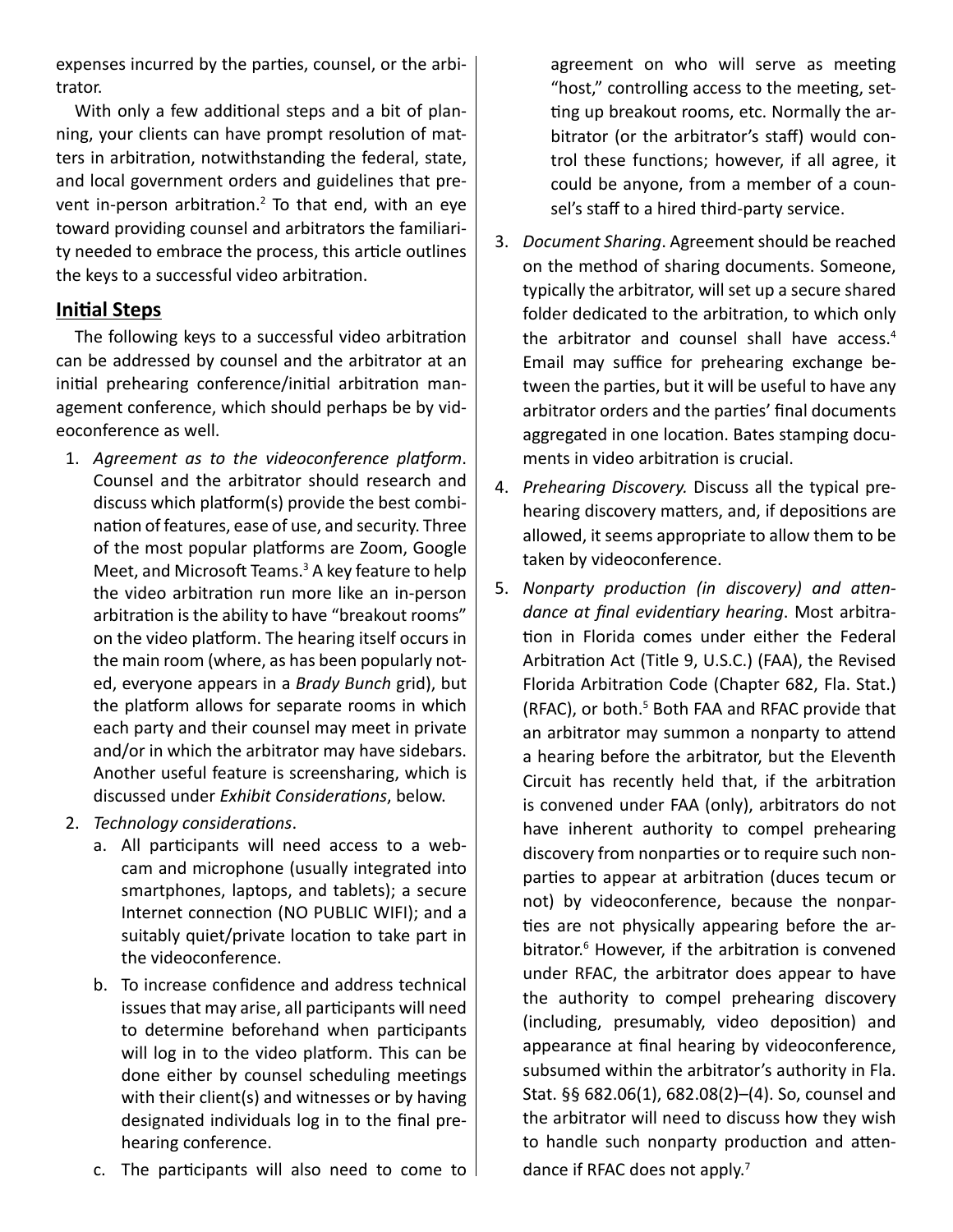expenses incurred by the parties, counsel, or the arbitrator.

With only a few additional steps and a bit of planning, your clients can have prompt resolution of matters in arbitration, notwithstanding the federal, state, and local government orders and guidelines that prevent in-person arbitration.[2] To that end, with an eye toward providing counsel and arbitrators the familiarity needed to embrace the process, this article outlines the keys to a successful video arbitration.

## Initial Steps

The following keys to a successful video arbitration can be addressed by counsel and the arbitrator at an initial prehearing conference/initial arbitration management conference, which should perhaps be by videoconference as well.

1. *Agreement as to the videoconference platform*. Counsel and the arbitrator should research and discuss which platform(s) provide the best combination of features, ease of use, and security. Three of the most popular platforms are Zoom, Google Meet, and Microsoft Teams.[3] A key feature to help the video arbitration run more like an in-person arbitration is the ability to have "breakout rooms" on the video platform. The hearing itself occurs in the main room (where, as has been popularly noted, everyone appears in a *Brady Bunch* grid), but the platform allows for separate rooms in which each party and their counsel may meet in private and/or in which the arbitrator may have sidebars. Another useful feature is screensharing, which is discussed under *Exhibit Considerations*, below.
2. *Technology considerations*.
   a. All participants will need access to a webcam and microphone (usually integrated into smartphones, laptops, and tablets); a secure Internet connection (NO PUBLIC WIFI); and a suitably quiet/private location to take part in the videoconference.
   b. To increase confidence and address technical issues that may arise, all participants will need to determine beforehand when participants will log in to the video platform. This can be done either by counsel scheduling meetings with their client(s) and witnesses or by having designated individuals log in to the final prehearing conference.
   c. The participants will also need to come to agreement on who will serve as meeting "host," controlling access to the meeting, setting up breakout rooms, etc. Normally the arbitrator (or the arbitrator's staff) would control these functions; however, if all agree, it could be anyone, from a member of a counsel's staff to a hired third-party service.
3. *Document Sharing*. Agreement should be reached on the method of sharing documents. Someone, typically the arbitrator, will set up a secure shared folder dedicated to the arbitration, to which only the arbitrator and counsel shall have access.[4] Email may suffice for prehearing exchange between the parties, but it will be useful to have any arbitrator orders and the parties' final documents aggregated in one location. Bates stamping documents in video arbitration is crucial.
4. *Prehearing Discovery.* Discuss all the typical prehearing discovery matters, and, if depositions are allowed, it seems appropriate to allow them to be taken by videoconference.
5. *Nonparty production (in discovery) and attendance at final evidentiary hearing*. Most arbitration in Florida comes under either the Federal Arbitration Act (Title 9, U.S.C.) (FAA), the Revised Florida Arbitration Code (Chapter 682, Fla. Stat.) (RFAC), or both.[5] Both FAA and RFAC provide that an arbitrator may summon a nonparty to attend a hearing before the arbitrator, but the Eleventh Circuit has recently held that, if the arbitration is convened under FAA (only), arbitrators do not have inherent authority to compel prehearing discovery from nonparties or to require such nonparties to appear at arbitration (duces tecum or not) by videoconference, because the nonparties are not physically appearing before the arbitrator.[6] However, if the arbitration is convened under RFAC, the arbitrator does appear to have the authority to compel prehearing discovery (including, presumably, video deposition) and appearance at final hearing by videoconference, subsumed within the arbitrator's authority in Fla. Stat. §§ 682.06(1), 682.08(2)–(4). So, counsel and the arbitrator will need to discuss how they wish to handle such nonparty production and attendance if RFAC does not apply.[7]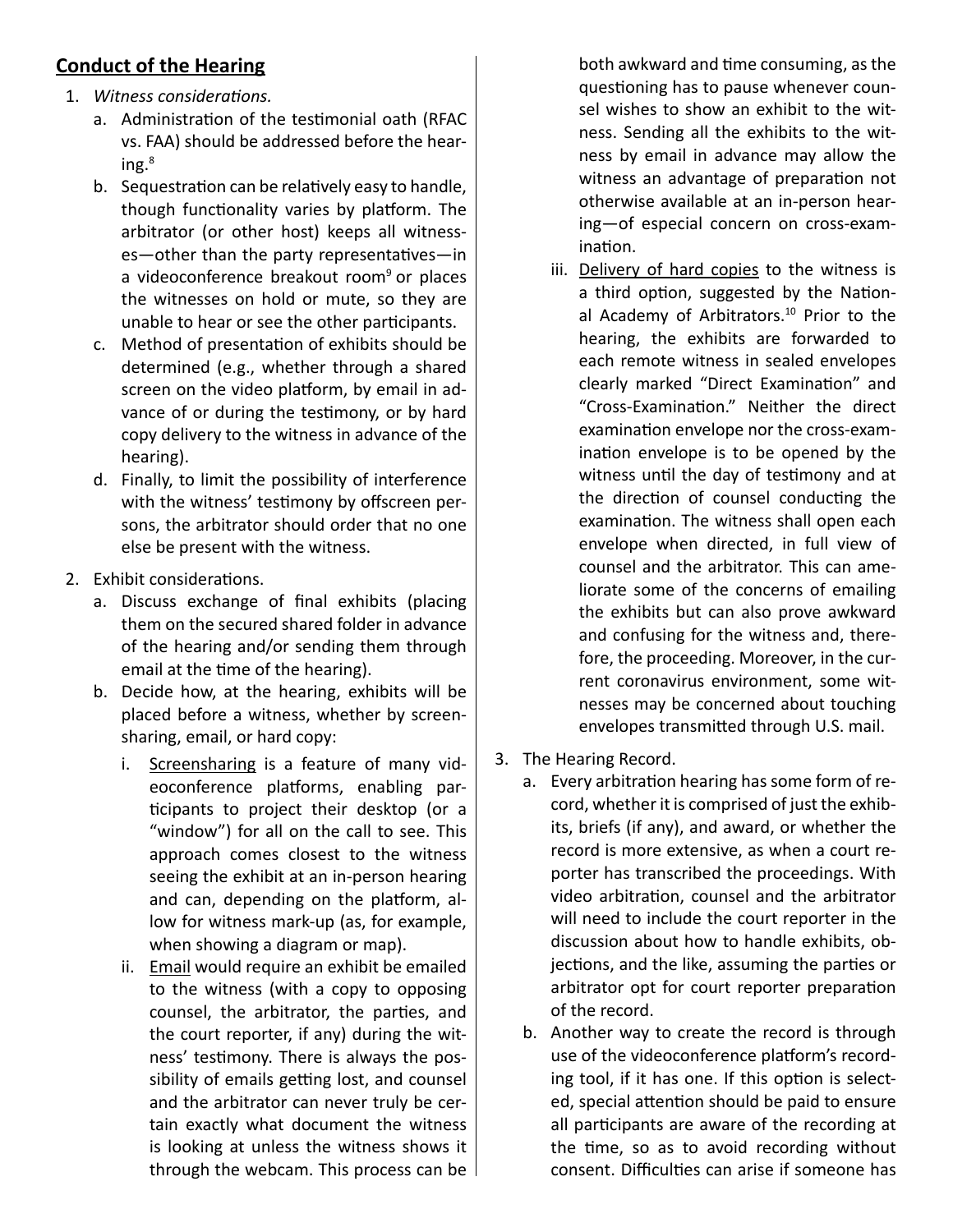## Conduct of the Hearing

1. *Witness considerations.*
   a. Administration of the testimonial oath (RFAC vs. FAA) should be addressed before the hearing.[8]
   b. Sequestration can be relatively easy to handle, though functionality varies by platform. The arbitrator (or other host) keeps all witnesses—other than the party representatives—in a videoconference breakout room[9] or places the witnesses on hold or mute, so they are unable to hear or see the other participants.
   c. Method of presentation of exhibits should be determined (e.g., whether through a shared screen on the video platform, by email in advance of or during the testimony, or by hard copy delivery to the witness in advance of the hearing).
   d. Finally, to limit the possibility of interference with the witness' testimony by offscreen persons, the arbitrator should order that no one else be present with the witness.

2. Exhibit considerations.
   a. Discuss exchange of final exhibits (placing them on the secured shared folder in advance of the hearing and/or sending them through email at the time of the hearing).
   b. Decide how, at the hearing, exhibits will be placed before a witness, whether by screensharing, email, or hard copy:
      i. <u>Screensharing</u> is a feature of many videoconference platforms, enabling participants to project their desktop (or a "window") for all on the call to see. This approach comes closest to the witness seeing the exhibit at an in-person hearing and can, depending on the platform, allow for witness mark-up (as, for example, when showing a diagram or map).
      ii. <u>Email</u> would require an exhibit be emailed to the witness (with a copy to opposing counsel, the arbitrator, the parties, and the court reporter, if any) during the witness' testimony. There is always the possibility of emails getting lost, and counsel and the arbitrator can never truly be certain exactly what document the witness is looking at unless the witness shows it through the webcam. This process can be both awkward and time consuming, as the questioning has to pause whenever counsel wishes to show an exhibit to the witness. Sending all the exhibits to the witness by email in advance may allow the witness an advantage of preparation not otherwise available at an in-person hearing—of especial concern on cross-examination.
      iii. <u>Delivery of hard copies</u> to the witness is a third option, suggested by the National Academy of Arbitrators.[10] Prior to the hearing, the exhibits are forwarded to each remote witness in sealed envelopes clearly marked "Direct Examination" and "Cross-Examination." Neither the direct examination envelope nor the cross-examination envelope is to be opened by the witness until the day of testimony and at the direction of counsel conducting the examination. The witness shall open each envelope when directed, in full view of counsel and the arbitrator. This can ameliorate some of the concerns of emailing the exhibits but can also prove awkward and confusing for the witness and, therefore, the proceeding. Moreover, in the current coronavirus environment, some witnesses may be concerned about touching envelopes transmitted through U.S. mail.

3. The Hearing Record.
   a. Every arbitration hearing has some form of record, whether it is comprised of just the exhibits, briefs (if any), and award, or whether the record is more extensive, as when a court reporter has transcribed the proceedings. With video arbitration, counsel and the arbitrator will need to include the court reporter in the discussion about how to handle exhibits, objections, and the like, assuming the parties or arbitrator opt for court reporter preparation of the record.
   b. Another way to create the record is through use of the videoconference platform's recording tool, if it has one. If this option is selected, special attention should be paid to ensure all participants are aware of the recording at the time, so as to avoid recording without consent. Difficulties can arise if someone has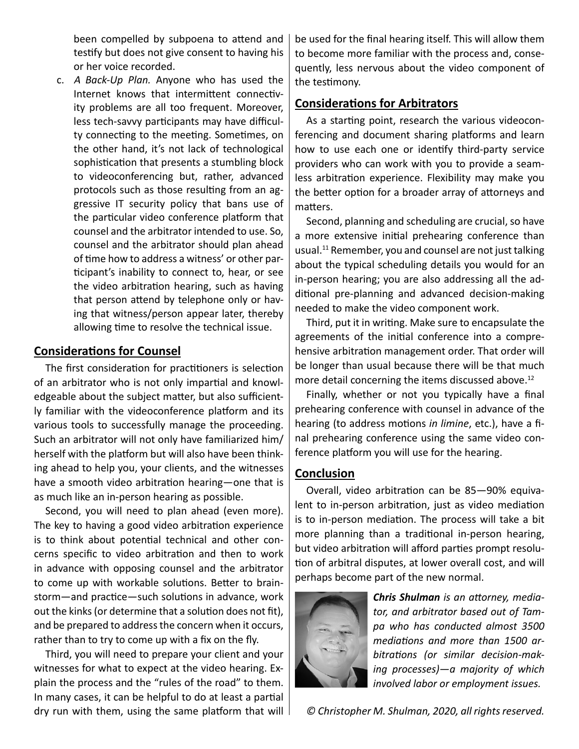been compelled by subpoena to attend and testify but does not give consent to having his or her voice recorded.

c. *A Back-Up Plan.* Anyone who has used the Internet knows that intermittent connectivity problems are all too frequent. Moreover, less tech-savvy participants may have difficulty connecting to the meeting. Sometimes, on the other hand, it's not lack of technological sophistication that presents a stumbling block to videoconferencing but, rather, advanced protocols such as those resulting from an aggressive IT security policy that bans use of the particular video conference platform that counsel and the arbitrator intended to use. So, counsel and the arbitrator should plan ahead of time how to address a witness' or other participant's inability to connect to, hear, or see the video arbitration hearing, such as having that person attend by telephone only or having that witness/person appear later, thereby allowing time to resolve the technical issue.

## Considerations for Counsel

The first consideration for practitioners is selection of an arbitrator who is not only impartial and knowledgeable about the subject matter, but also sufficiently familiar with the videoconference platform and its various tools to successfully manage the proceeding. Such an arbitrator will not only have familiarized him/herself with the platform but will also have been thinking ahead to help you, your clients, and the witnesses have a smooth video arbitration hearing—one that is as much like an in-person hearing as possible.

Second, you will need to plan ahead (even more). The key to having a good video arbitration experience is to think about potential technical and other concerns specific to video arbitration and then to work in advance with opposing counsel and the arbitrator to come up with workable solutions. Better to brainstorm—and practice—such solutions in advance, work out the kinks (or determine that a solution does not fit), and be prepared to address the concern when it occurs, rather than to try to come up with a fix on the fly.

Third, you will need to prepare your client and your witnesses for what to expect at the video hearing. Explain the process and the "rules of the road" to them. In many cases, it can be helpful to do at least a partial dry run with them, using the same platform that will be used for the final hearing itself. This will allow them to become more familiar with the process and, consequently, less nervous about the video component of the testimony.

## Considerations for Arbitrators

As a starting point, research the various videoconferencing and document sharing platforms and learn how to use each one or identify third-party service providers who can work with you to provide a seamless arbitration experience. Flexibility may make you the better option for a broader array of attorneys and matters.

Second, planning and scheduling are crucial, so have a more extensive initial prehearing conference than usual.[11] Remember, you and counsel are not just talking about the typical scheduling details you would for an in-person hearing; you are also addressing all the additional pre-planning and advanced decision-making needed to make the video component work.

Third, put it in writing. Make sure to encapsulate the agreements of the initial conference into a comprehensive arbitration management order. That order will be longer than usual because there will be that much more detail concerning the items discussed above.[12]

Finally, whether or not you typically have a final prehearing conference with counsel in advance of the hearing (to address motions *in limine*, etc.), have a final prehearing conference using the same video conference platform you will use for the hearing.

## Conclusion

Overall, video arbitration can be 85—90% equivalent to in-person arbitration, just as video mediation is to in-person mediation. The process will take a bit more planning than a traditional in-person hearing, but video arbitration will afford parties prompt resolution of arbitral disputes, at lower overall cost, and will perhaps become part of the new normal.

***Chris Shulman*** *is an attorney, mediator, and arbitrator based out of Tampa who has conducted almost 3500 mediations and more than 1500 arbitrations (or similar decision-making processes)—a majority of which involved labor or employment issues.*

*© Christopher M. Shulman, 2020, all rights reserved.*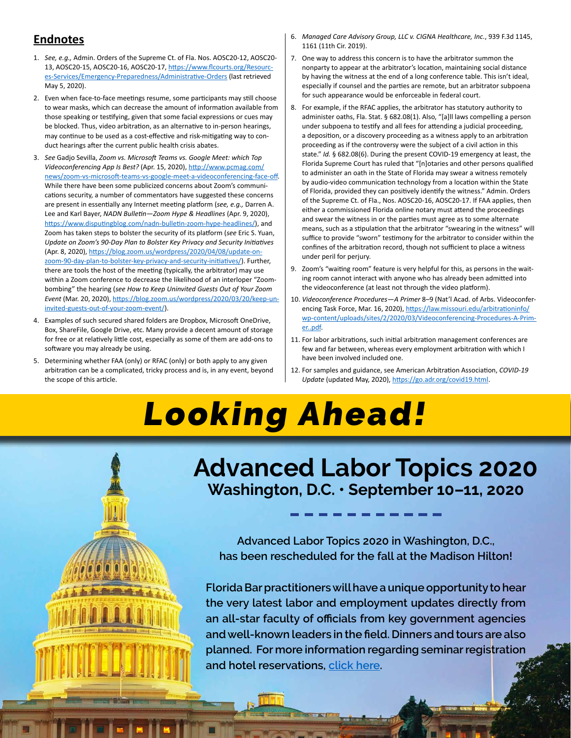## Endnotes

1. *See, e.g.,* Admin. Orders of the Supreme Ct. of Fla. Nos. AOSC20-12, AOSC20-13, AOSC20-15, AOSC20-16, AOSC20-17, https://www.flcourts.org/Resources-Services/Emergency-Preparedness/Administrative-Orders (last retrieved May 5, 2020).
2. Even when face-to-face meetings resume, some participants may still choose to wear masks, which can decrease the amount of information available from those speaking or testifying, given that some facial expressions or cues may be blocked. Thus, video arbitration, as an alternative to in-person hearings, may continue to be used as a cost-effective and risk-mitigating way to conduct hearings after the current public health crisis abates.
3. *See* Gadjo Sevilla, *Zoom vs. Microsoft Teams vs. Google Meet: which Top Videoconferencing App Is Best?* (Apr. 15, 2020), http://www.pcmag.com/news/zoom-vs-microsoft-teams-vs-google-meet-a-videoconferencing-face-off. While there have been some publicized concerns about Zoom's communications security, a number of commentators have suggested these concerns are present in essentially any Internet meeting platform (*see, e.g.,* Darren A. Lee and Karl Bayer, *NADN Bulletin—Zoom Hype & Headlines* (Apr. 9, 2020), https://www.disputingblog.com/nadn-bulletin-zoom-hype-headlines/), and Zoom has taken steps to bolster the security of its platform (*see* Eric S. Yuan, *Update on Zoom's 90-Day Plan to Bolster Key Privacy and Security Initiatives* (Apr. 8, 2020), https://blog.zoom.us/wordpress/2020/04/08/update-on-zoom-90-day-plan-to-bolster-key-privacy-and-security-initiatives/). Further, there are tools the host of the meeting (typically, the arbitrator) may use within a Zoom conference to decrease the likelihood of an interloper "Zoom-bombing" the hearing (*see How to Keep Uninvited Guests Out of Your Zoom Event* (Mar. 20, 2020), https://blog.zoom.us/wordpress/2020/03/20/keep-uninvited-guests-out-of-your-zoom-event/).
4. Examples of such secured shared folders are Dropbox, Microsoft OneDrive, Box, ShareFile, Google Drive, etc. Many provide a decent amount of storage for free or at relatively little cost, especially as some of them are add-ons to software you may already be using.
5. Determining whether FAA (only) or RFAC (only) or both apply to any given arbitration can be a complicated, tricky process and is, in any event, beyond the scope of this article.
6. *Managed Care Advisory Group, LLC v. CIGNA Healthcare, Inc.*, 939 F.3d 1145, 1161 (11th Cir. 2019).
7. One way to address this concern is to have the arbitrator summon the nonparty to appear at the arbitrator's location, maintaining social distance by having the witness at the end of a long conference table. This isn't ideal, especially if counsel and the parties are remote, but an arbitrator subpoena for such appearance would be enforceable in federal court.
8. For example, if the RFAC applies, the arbitrator has statutory authority to administer oaths, Fla. Stat. § 682.08(1). Also, "[a]ll laws compelling a person under subpoena to testify and all fees for attending a judicial proceeding, a deposition, or a discovery proceeding as a witness apply to an arbitration proceeding as if the controversy were the subject of a civil action in this state." *Id.* § 682.08(6). During the present COVID-19 emergency at least, the Florida Supreme Court has ruled that "[n]otaries and other persons qualified to administer an oath in the State of Florida may swear a witness remotely by audio-video communication technology from a location within the State of Florida, provided they can positively identify the witness." Admin. Orders of the Supreme Ct. of Fla., Nos. AOSC20-16, AOSC20-17. If FAA applies, then either a commissioned Florida online notary must attend the proceedings and swear the witness in or the parties must agree as to some alternate means, such as a stipulation that the arbitrator "swearing in the witness" will suffice to provide "sworn" testimony for the arbitrator to consider within the confines of the arbitration record, though not sufficient to place a witness under peril for perjury.
9. Zoom's "waiting room" feature is very helpful for this, as persons in the waiting room cannot interact with anyone who has already been admitted into the videoconference (at least not through the video platform).
10. *Videoconference Procedures—A Primer* 8–9 (Nat'l Acad. of Arbs. Videoconferencing Task Force, Mar. 16, 2020), https://law.missouri.edu/arbitrationinfo/wp-content/uploads/sites/2/2020/03/Videoconferencing-Procedures-A-Primer..pdf.
11. For labor arbitrations, such initial arbitration management conferences are few and far between, whereas every employment arbitration with which I have been involved included one.
12. For samples and guidance, see American Arbitration Association, *COVID-19 Update* (updated May, 2020), https://go.adr.org/covid19.html.

# *Looking Ahead!*

## Advanced Labor Topics 2020

**Washington, D.C. • September 10–11, 2020**

**Advanced Labor Topics 2020 in Washington, D.C., has been rescheduled for the fall at the Madison Hilton!**

**Florida Bar practitioners will have a unique opportunity to hear the very latest labor and employment updates directly from an all-star faculty of officials from key government agencies and well-known leaders in the field. Dinners and tours are also planned. For more information regarding seminar registration and hotel reservations, click here.**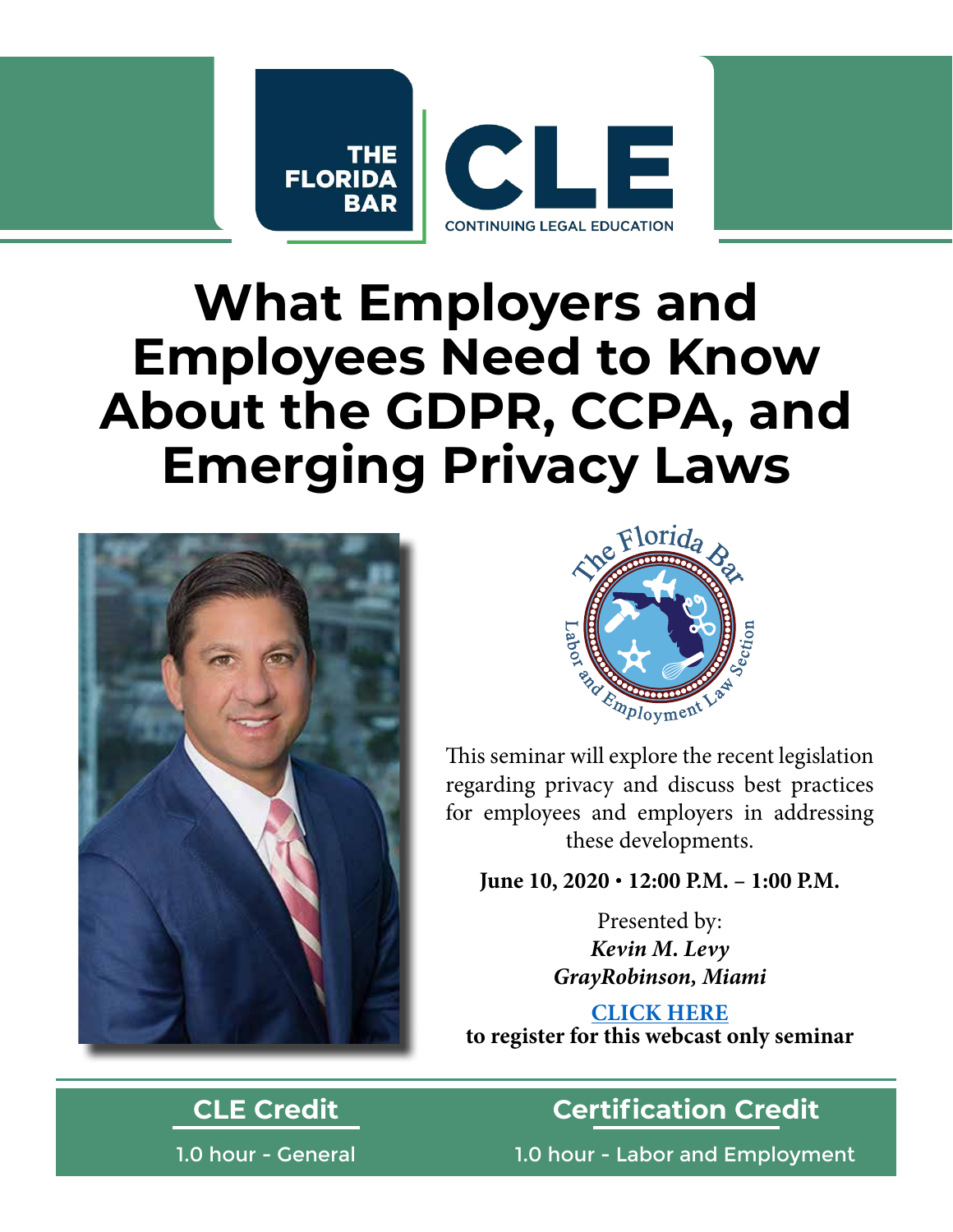THE FLORIDA BAR

CLE

CONTINUING LEGAL EDUCATION

# What Employers and Employees Need to Know About the GDPR, CCPA, and Emerging Privacy Laws

This seminar will explore the recent legislation regarding privacy and discuss best practices for employees and employers in addressing these developments.

**June 10, 2020 • 12:00 P.M. – 1:00 P.M.**

Presented by:
***Kevin M. Levy***
***GrayRobinson, Miami***

**CLICK HERE**
**to register for this webcast only seminar**

## CLE Credit

1.0 hour - General

## Certification Credit

1.0 hour - Labor and Employment